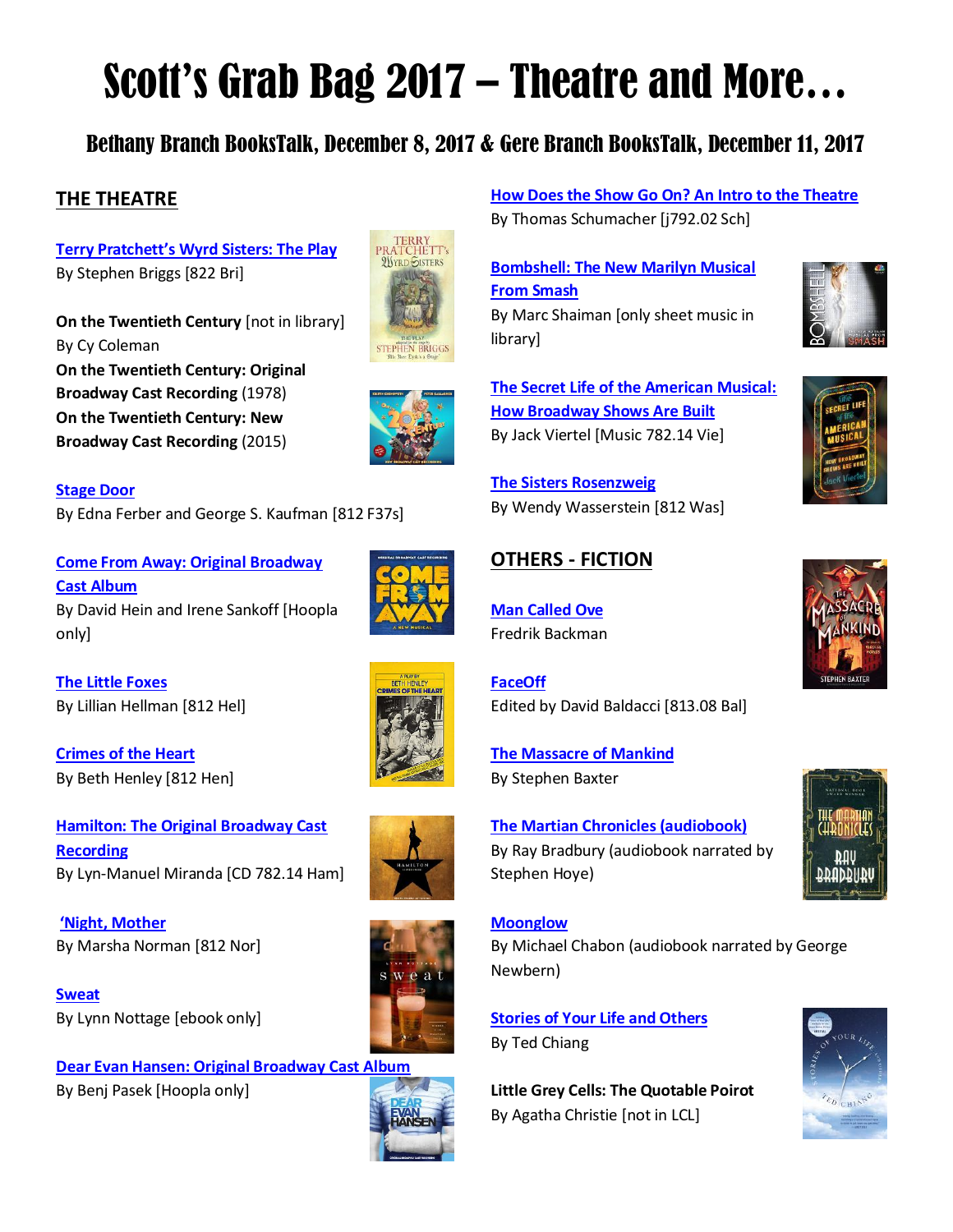# Scott's Grab Bag 2017 – Theatre and More…

## Bethany Branch BooksTalk, December 8, 2017 & Gere Branch BooksTalk, December 11, 2017

### THE THEATRE

**Terry Pratchett's Wyrd Sisters: The Play**
By Stephen Briggs [822 Bri]

**On the Twentieth Century** [not in library]
By Cy Coleman
**On the Twentieth Century: Original Broadway Cast Recording** (1978)
**On the Twentieth Century: New Broadway Cast Recording** (2015)

**Stage Door**
By Edna Ferber and George S. Kaufman [812 F37s]

**Come From Away: Original Broadway Cast Album**
By David Hein and Irene Sankoff [Hoopla only]

**The Little Foxes**
By Lillian Hellman [812 Hel]

**Crimes of the Heart**
By Beth Henley [812 Hen]

**Hamilton: The Original Broadway Cast Recording**
By Lyn-Manuel Miranda [CD 782.14 Ham]

**'Night, Mother**
By Marsha Norman [812 Nor]

**Sweat**
By Lynn Nottage [ebook only]

**Dear Evan Hansen: Original Broadway Cast Album**
By Benj Pasek [Hoopla only]

**How Does the Show Go On? An Intro to the Theatre**
By Thomas Schumacher [j792.02 Sch]

**Bombshell: The New Marilyn Musical From Smash**
By Marc Shaiman [only sheet music in library]

**The Secret Life of the American Musical: How Broadway Shows Are Built**
By Jack Viertel [Music 782.14 Vie]

**The Sisters Rosenzweig**
By Wendy Wasserstein [812 Was]

### OTHERS - FICTION

**Man Called Ove**
Fredrik Backman

**FaceOff**
Edited by David Baldacci [813.08 Bal]

**The Massacre of Mankind**
By Stephen Baxter

**The Martian Chronicles (audiobook)**
By Ray Bradbury (audiobook narrated by Stephen Hoye)

**Moonglow**
By Michael Chabon (audiobook narrated by George Newbern)

**Stories of Your Life and Others**
By Ted Chiang

**Little Grey Cells: The Quotable Poirot**
By Agatha Christie [not in LCL]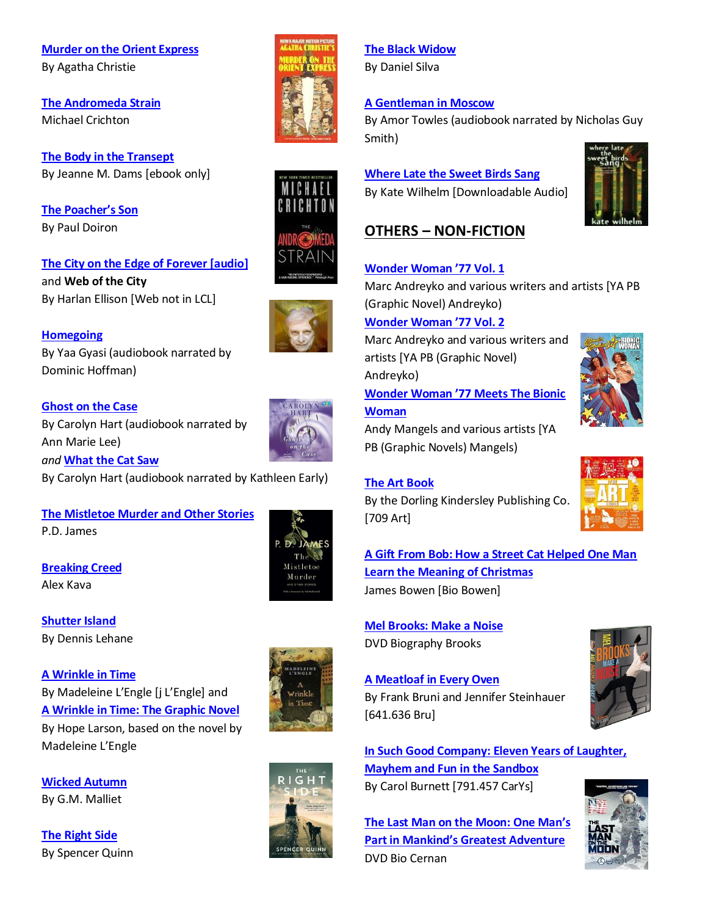[Murder on the Orient Express](#)
By Agatha Christie

[The Andromeda Strain](#)
Michael Crichton

[The Body in the Transept](#)
By Jeanne M. Dams [ebook only]

[The Poacher's Son](#)
By Paul Doiron

[The City on the Edge of Forever [audio]](#)
and **Web of the City**
By Harlan Ellison [Web not in LCL]

[Homegoing](#)
By Yaa Gyasi (audiobook narrated by Dominic Hoffman)

[Ghost on the Case](#)
By Carolyn Hart (audiobook narrated by Ann Marie Lee)
*and* [What the Cat Saw](#)
By Carolyn Hart (audiobook narrated by Kathleen Early)

[The Mistletoe Murder and Other Stories](#)
P.D. James

[Breaking Creed](#)
Alex Kava

[Shutter Island](#)
By Dennis Lehane

[A Wrinkle in Time](#)
By Madeleine L'Engle [j L'Engle] and
[A Wrinkle in Time: The Graphic Novel](#)
By Hope Larson, based on the novel by Madeleine L'Engle

[Wicked Autumn](#)
By G.M. Malliet

[The Right Side](#)
By Spencer Quinn

[The Black Widow](#)
By Daniel Silva

[A Gentleman in Moscow](#)
By Amor Towles (audiobook narrated by Nicholas Guy Smith)

[Where Late the Sweet Birds Sang](#)
By Kate Wilhelm [Downloadable Audio]

## OTHERS – NON-FICTION

[Wonder Woman '77 Vol. 1](#)
Marc Andreyko and various writers and artists [YA PB (Graphic Novel) Andreyko)
[Wonder Woman '77 Vol. 2](#)
Marc Andreyko and various writers and artists [YA PB (Graphic Novel) Andreyko)
[Wonder Woman '77 Meets The Bionic Woman](#)
Andy Mangels and various artists [YA PB (Graphic Novels) Mangels)

[The Art Book](#)
By the Dorling Kindersley Publishing Co. [709 Art]

[A Gift From Bob: How a Street Cat Helped One Man Learn the Meaning of Christmas](#)
James Bowen [Bio Bowen]

[Mel Brooks: Make a Noise](#)
DVD Biography Brooks

[A Meatloaf in Every Oven](#)
By Frank Bruni and Jennifer Steinhauer [641.636 Bru]

[In Such Good Company: Eleven Years of Laughter, Mayhem and Fun in the Sandbox](#)
By Carol Burnett [791.457 CarYs]

[The Last Man on the Moon: One Man's Part in Mankind's Greatest Adventure](#)
DVD Bio Cernan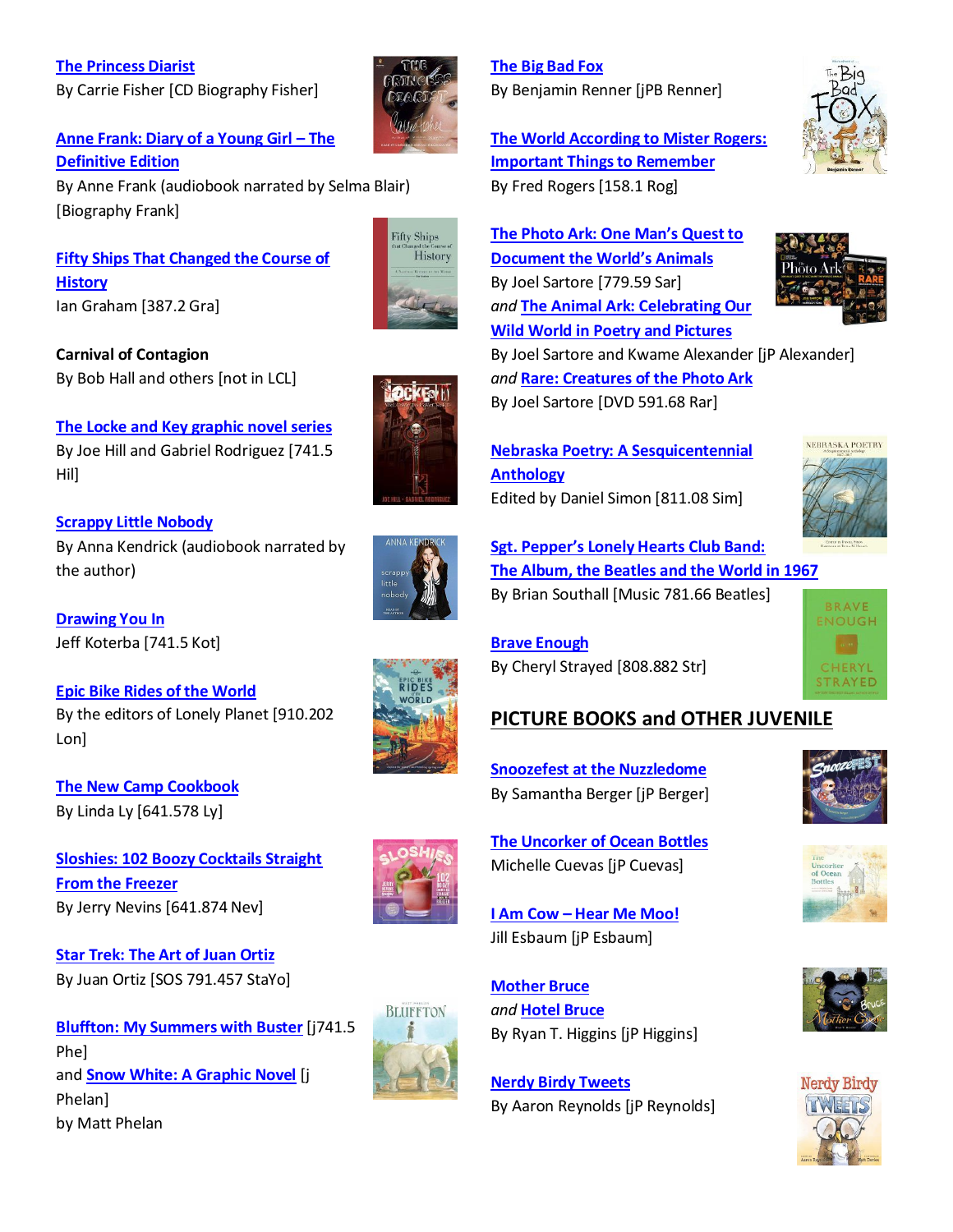**The Princess Diarist**
By Carrie Fisher [CD Biography Fisher]

**Anne Frank: Diary of a Young Girl – The Definitive Edition**
By Anne Frank (audiobook narrated by Selma Blair) [Biography Frank]

**Fifty Ships That Changed the Course of History**
Ian Graham [387.2 Gra]

**Carnival of Contagion**
By Bob Hall and others [not in LCL]

**The Locke and Key graphic novel series**
By Joe Hill and Gabriel Rodriguez [741.5 Hil]

**Scrappy Little Nobody**
By Anna Kendrick (audiobook narrated by the author)

**Drawing You In**
Jeff Koterba [741.5 Kot]

**Epic Bike Rides of the World**
By the editors of Lonely Planet [910.202 Lon]

**The New Camp Cookbook**
By Linda Ly [641.578 Ly]

**Sloshies: 102 Boozy Cocktails Straight From the Freezer**
By Jerry Nevins [641.874 Nev]

**Star Trek: The Art of Juan Ortiz**
By Juan Ortiz [SOS 791.457 StaYo]

**Bluffton: My Summers with Buster** [j741.5 Phe]
and **Snow White: A Graphic Novel** [j Phelan]
by Matt Phelan

**The Big Bad Fox**
By Benjamin Renner [jPB Renner]

**The World According to Mister Rogers: Important Things to Remember**
By Fred Rogers [158.1 Rog]

**The Photo Ark: One Man's Quest to Document the World's Animals**
By Joel Sartore [779.59 Sar]
*and* **The Animal Ark: Celebrating Our Wild World in Poetry and Pictures**
By Joel Sartore and Kwame Alexander [jP Alexander]
*and* **Rare: Creatures of the Photo Ark**
By Joel Sartore [DVD 591.68 Rar]

**Nebraska Poetry: A Sesquicentennial Anthology**
Edited by Daniel Simon [811.08 Sim]

**Sgt. Pepper's Lonely Hearts Club Band: The Album, the Beatles and the World in 1967**
By Brian Southall [Music 781.66 Beatles]

**Brave Enough**
By Cheryl Strayed [808.882 Str]

## PICTURE BOOKS and OTHER JUVENILE

**Snoozefest at the Nuzzledome**
By Samantha Berger [jP Berger]

**The Uncorker of Ocean Bottles**
Michelle Cuevas [jP Cuevas]

**I Am Cow – Hear Me Moo!**
Jill Esbaum [jP Esbaum]

**Mother Bruce**
*and* **Hotel Bruce**
By Ryan T. Higgins [jP Higgins]

**Nerdy Birdy Tweets**
By Aaron Reynolds [jP Reynolds]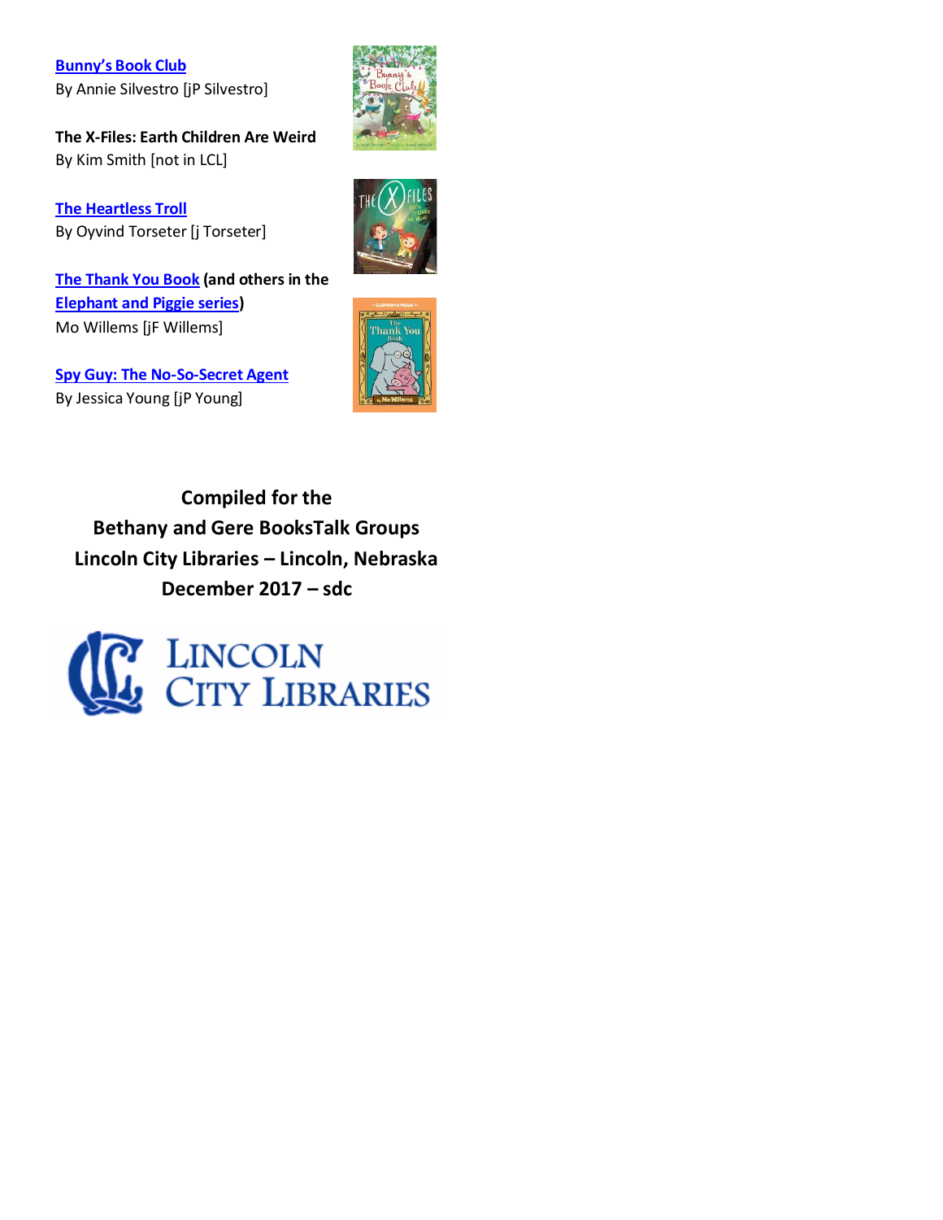**Bunny's Book Club**
By Annie Silvestro [jP Silvestro]

**The X-Files: Earth Children Are Weird**
By Kim Smith [not in LCL]

**The Heartless Troll**
By Oyvind Torseter [j Torseter]

**The Thank You Book (and others in the Elephant and Piggie series)**
Mo Willems [jF Willems]

**Spy Guy: The No-So-Secret Agent**
By Jessica Young [jP Young]

**Compiled for the**
**Bethany and Gere BooksTalk Groups**
**Lincoln City Libraries – Lincoln, Nebraska**
**December 2017 – sdc**

LINCOLN CITY LIBRARIES